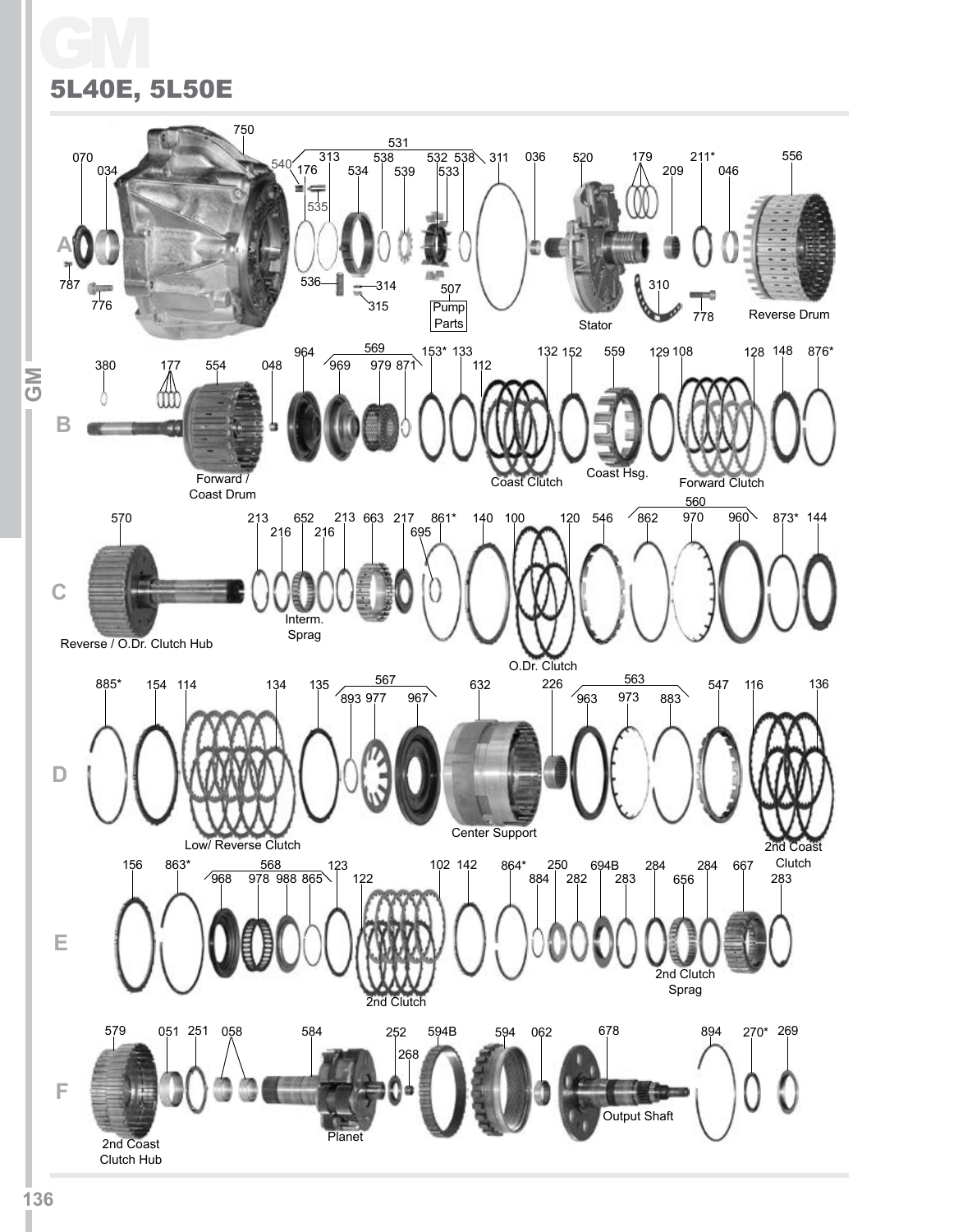# GM

## 5L40E, 5L50E

**A**

070 034 750 540 313 176 535 536 314 315 531 538 534 539 532 538 533 507 Pump Parts 311 036 520 Stator 179 209 211* 046 310 778 556 Reverse Drum 787 776

**B**

380 177 554 Forward / Coast Drum 048 964 569 969 979 871 153* 133 112 132 152 Coast Clutch 559 Coast Hsg. 129 108 128 148 876* Forward Clutch

**C**

570 Reverse / O.Dr. Clutch Hub 213 216 652 216 213 Interm. Sprag 663 217 861* 695 140 100 120 O.Dr. Clutch 546 560 862 970 960 873* 144

**D**

885* 154 114 134 Low/ Reverse Clutch 135 567 893 977 967 632 Center Support 226 563 963 973 883 547 116 136 2nd Coast Clutch

**E**

156 863* 568 968 978 988 865 123 122 2nd Clutch 102 142 864* 884 250 282 694B 283 284 656 284 2nd Clutch Sprag 667 283

**F**

579 2nd Coast Clutch Hub 051 251 058 584 Planet 252 268 594B 594 062 678 Output Shaft 894 270* 269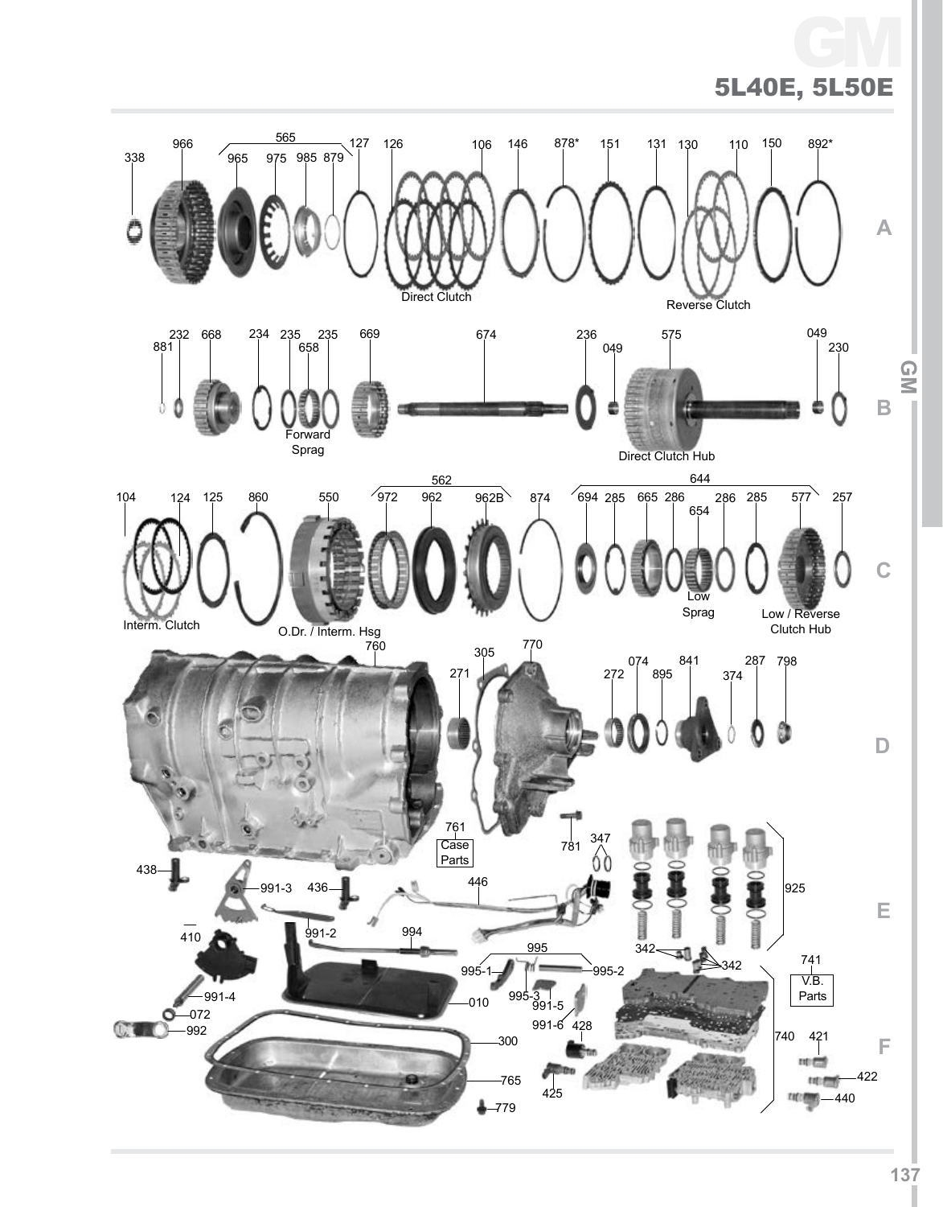# GM

## 5L40E, 5L50E

338 966 565 965 975 985 879 127 126 106 146 878* 151 131 130 110 150 892*

Direct Clutch

Reverse Clutch

881 232 668 234 235 658 235 669 674 236 049 575 049 230

Forward Sprag

Direct Clutch Hub

104 124 125 860 550 562 972 962 962B 874 644 694 285 665 286 654 286 285 577 257

Interm. Clutch

O.Dr. / Interm. Hsg

Low Sprag

Low / Reverse Clutch Hub

760 305 770 271 272 074 895 841 374 287 798

761 Case Parts

781 347

438 991-3 436 446 925

410 991-2 994

995 995-1 995-2 342 342 741 V.B. Parts

991-4 995-3 991-5 010

072 991-6 428 740 421

992 300 422

765 425 440

779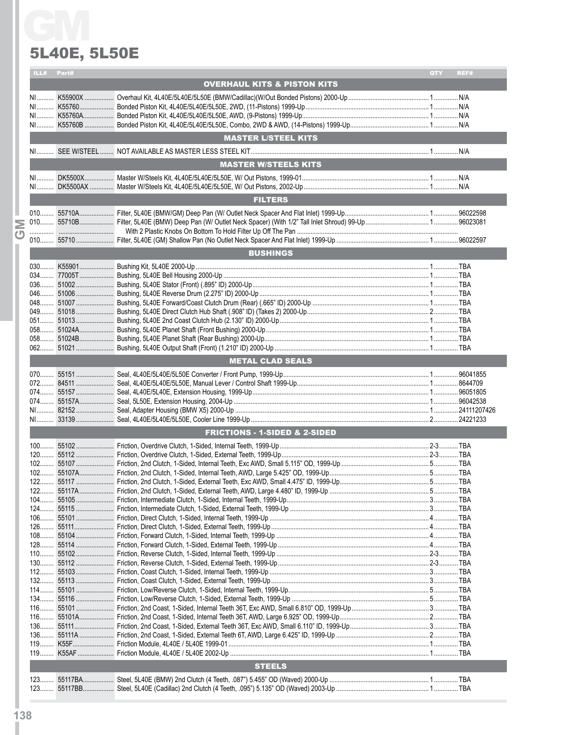# GM

## 5L40E, 5L50E

| ILL# | Part# | Description | QTY | REF# |
|---|---|---|---|---|
| | | **OVERHAUL KITS & PISTON KITS** | | |
| NI | K55900X | Overhaul Kit, 4L40E/5L40E/5L50E (BMW/Cadillac)(W/Out Bonded Pistons) 2000-Up | 1 | N/A |
| NI | K55760 | Bonded Piston Kit, 4L40E/5L40E/5L50E, 2WD, (11-Pistons) 1999-Up | 1 | N/A |
| NI | K55760A | Bonded Piston Kit, 4L40E/5L40E/5L50E, AWD, (9-Pistons) 1999-Up | 1 | N/A |
| NI | K55760B | Bonded Piston Kit, 4L40E/5L40E/5L50E, Combo, 2WD & AWD, (14-Pistons) 1999-Up | 1 | N/A |
| | | **MASTER L/STEEL KITS** | | |
| NI | SEE W/STEEL | NOT AVAILABLE AS MASTER LESS STEEL KIT | 1 | N/A |
| | | **MASTER W/STEELS KITS** | | |
| NI | DK5500X | Master W/Steels Kit, 4L40E/5L40E/5L50E, W/ Out Pistons, 1999-01 | 1 | N/A |
| NI | DK5500AX | Master W/Steels Kit, 4L40E/5L40E/5L50E, W/ Out Pistons, 2002-Up | 1 | N/A |
| | | **FILTERS** | | |
| 010 | 55710A | Filter, 5L40E (BMW/GM) Deep Pan (W/ Outlet Neck Spacer And Flat Inlet) 1999-Up | 1 | 96022598 |
| 010 | 55710B | Filter, 5L40E (BMW) Deep Pan (W/ Outlet Neck Spacer) (With 1/2" Tall Inlet Shroud) 99-Up | 1 | 96023081 |
| | | With 2 Plastic Knobs On Bottom To Hold Filter Up Off The Pan | | |
| 010 | 55710 | Filter, 5L40E (GM) Shallow Pan (No Outlet Neck Spacer And Flat Inlet) 1999-Up | 1 | 96022597 |
| | | **BUSHINGS** | | |
| 030 | K55901 | Bushing Kit, 5L40E 2000-Up | 1 | TBA |
| 034 | 77005T | Bushing, 5L40E Bell Housing 2000-Up | 1 | TBA |
| 036 | 51002 | Bushing, 5L40E Stator (Front) (.895" ID) 2000-Up | 1 | TBA |
| 046 | 51006 | Bushing, 5L40E Reverse Drum (2.275" ID) 2000-Up | 1 | TBA |
| 048 | 51007 | Bushing, 5L40E Forward/Coast Clutch Drum (Rear) (.665" ID) 2000-Up | 1 | TBA |
| 049 | 51018 | Bushing, 5L40E Direct Clutch Hub Shaft (.908" ID) (Takes 2) 2000-Up | 2 | TBA |
| 051 | 51013 | Bushing, 5L40E 2nd Coast Clutch Hub (2.130" ID) 2000-Up | 1 | TBA |
| 058 | 51024A | Bushing, 5L40E Planet Shaft (Front Bushing) 2000-Up | 1 | TBA |
| 058 | 51024B | Bushing, 5L40E Planet Shaft (Rear Bushing) 2000-Up | 1 | TBA |
| 062 | 51021 | Bushing, 5L40E Output Shaft (Front) (1.210" ID) 2000-Up | 1 | TBA |
| | | **METAL CLAD SEALS** | | |
| 070 | 55151 | Seal, 4L40E/5L40E/5L50E Converter / Front Pump, 1999-Up | 1 | 96041855 |
| 072 | 84511 | Seal, 4L40E/5L40E/5L50E, Manual Lever / Control Shaft 1999-Up | 1 | 8644709 |
| 074 | 55157 | Seal, 4L40E/5L40E, Extension Housing, 1999-Up | 1 | 96051805 |
| 074 | 55157A | Seal, 5L50E, Extension Housing, 2004-Up | 1 | 96042538 |
| NI | 82152 | Seal, Adapter Housing (BMW X5) 2000-Up | 1 | 24111207426 |
| NI | 33139 | Seal, 4L40E/5L40E/5L50E, Cooler Line 1999-Up | 2 | 24221233 |
| | | **FRICTIONS - 1-SIDED & 2-SIDED** | | |
| 100 | 55102 | Friction, Overdrive Clutch, 1-Sided, Internal Teeth, 1999-Up | 2-3 | TBA |
| 120 | 55112 | Friction, Overdrive Clutch, 1-Sided, External Teeth, 1999-Up | 2-3 | TBA |
| 102 | 55107 | Friction, 2nd Clutch, 1-Sided, Internal Teeth, Exc AWD, Small 5.115" OD, 1999-Up | 5 | TBA |
| 102 | 55107A | Friction, 2nd Clutch, 1-Sided, Internal Teeth, AWD, Large 5.425" OD, 1999-Up | 5 | TBA |
| 122 | 55117 | Friction, 2nd Clutch, 1-Sided, External Teeth, Exc AWD, Small 4.475" ID, 1999-Up | 5 | TBA |
| 122 | 55117A | Friction, 2nd Clutch, 1-Sided, External Teeth, AWD, Large 4.480" ID, 1999-Up | 5 | TBA |
| 104 | 55105 | Friction, Intermediate Clutch, 1-Sided, Internal Teeth, 1999-Up | 3 | TBA |
| 124 | 55115 | Friction, Intermediate Clutch, 1-Sided, External Teeth, 1999-Up | 3 | TBA |
| 106 | 55101 | Friction, Direct Clutch, 1-Sided, Internal Teeth, 1999-Up | 4 | TBA |
| 126 | 55111 | Friction, Direct Clutch, 1-Sided, External Teeth, 1999-Up | 4 | TBA |
| 108 | 55104 | Friction, Forward Clutch, 1-Sided, Internal Teeth, 1999-Up | 4 | TBA |
| 128 | 55114 | Friction, Forward Clutch, 1-Sided, External Teeth, 1999-Up | 4 | TBA |
| 110 | 55102 | Friction, Reverse Clutch, 1-Sided, Internal Teeth, 1999-Up | 2-3 | TBA |
| 130 | 55112 | Friction, Reverse Clutch, 1-Sided, External Teeth, 1999-Up | 2-3 | TBA |
| 112 | 55103 | Friction, Coast Clutch, 1-Sided, Internal Teeth, 1999-Up | 3 | TBA |
| 132 | 55113 | Friction, Coast Clutch, 1-Sided, External Teeth, 1999-Up | 3 | TBA |
| 114 | 55101 | Friction, Low/Reverse Clutch, 1-Sided, Internal Teeth, 1999-Up | 5 | TBA |
| 134 | 55116 | Friction, Low/Reverse Clutch, 1-Sided, External Teeth, 1999-Up | 5 | TBA |
| 116 | 55101 | Friction, 2nd Coast, 1-Sided, Internal Teeth 36T, Exc AWD, Small 6.810" OD, 1999-Up | 3 | TBA |
| 116 | 55101A | Friction, 2nd Coast, 1-Sided, Internal Teeth 36T, AWD, Large 6.925" OD, 1999-Up | 2 | TBA |
| 136 | 55111 | Friction, 2nd Coast, 1-Sided, External Teeth 36T, Exc AWD, Small 6.110" ID, 1999-Up | 3 | TBA |
| 136 | 55111A | Friction, 2nd Coast, 1-Sided, External Teeth 6T, AWD, Large 6.425" ID, 1999-Up | 2 | TBA |
| 119 | K55F | Friction Module, 4L40E / 5L40E 1999-01 | 1 | TBA |
| 119 | K55AF | Friction Module, 4L40E / 5L40E 2002-Up | 1 | TBA |
| | | **STEELS** | | |
| 123 | 55117BA | Steel, 5L40E (BMW) 2nd Clutch (4 Teeth, .087") 5.455" OD (Waved) 2000-Up | 1 | TBA |
| 123 | 55117BB | Steel, 5L40E (Cadillac) 2nd Clutch (4 Teeth, .095") 5.135" OD (Waved) 2003-Up | 1 | TBA |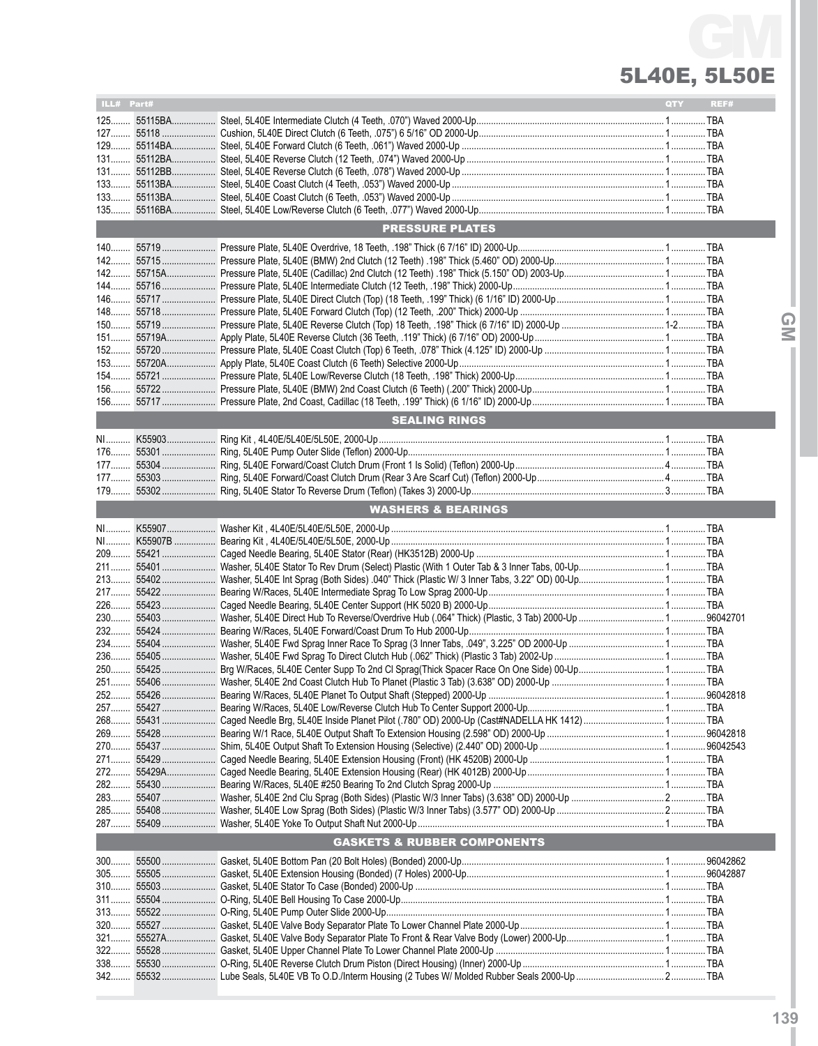# GM

## 5L40E, 5L50E

| ILL# | Part# | Description | QTY | REF# |
|---|---|---|---|---|
| 125 | 55115BA | Steel, 5L40E Intermediate Clutch (4 Teeth, .070") Waved 2000-Up | 1 | TBA |
| 127 | 55118 | Cushion, 5L40E Direct Clutch (6 Teeth, .075") 6 5/16" OD 2000-Up | 1 | TBA |
| 129 | 55114BA | Steel, 5L40E Forward Clutch (6 Teeth, .061") Waved 2000-Up | 1 | TBA |
| 131 | 55112BA | Steel, 5L40E Reverse Clutch (12 Teeth, .074") Waved 2000-Up | 1 | TBA |
| 131 | 55112BB | Steel, 5L40E Reverse Clutch (6 Teeth, .078") Waved 2000-Up | 1 | TBA |
| 133 | 55113BA | Steel, 5L40E Coast Clutch (4 Teeth, .053") Waved 2000-Up | 1 | TBA |
| 133 | 55113BA | Steel, 5L40E Coast Clutch (6 Teeth, .053") Waved 2000-Up | 1 | TBA |
| 135 | 55116BA | Steel, 5L40E Low/Reverse Clutch (6 Teeth, .077") Waved 2000-Up | 1 | TBA |
| | | **PRESSURE PLATES** | | |
| 140 | 55719 | Pressure Plate, 5L40E Overdrive, 18 Teeth, .198" Thick (6 7/16" ID) 2000-Up | 1 | TBA |
| 142 | 55715 | Pressure Plate, 5L40E (BMW) 2nd Clutch (12 Teeth) .198" Thick (5.460" OD) 2000-Up | 1 | TBA |
| 142 | 55715A | Pressure Plate, 5L40E (Cadillac) 2nd Clutch (12 Teeth) .198" Thick (5.150" OD) 2003-Up | 1 | TBA |
| 144 | 55716 | Pressure Plate, 5L40E Intermediate Clutch (12 Teeth, .198" Thick) 2000-Up | 1 | TBA |
| 146 | 55717 | Pressure Plate, 5L40E Direct Clutch (Top) (18 Teeth, .199" Thick) (6 1/16" ID) 2000-Up | 1 | TBA |
| 148 | 55718 | Pressure Plate, 5L40E Forward Clutch (Top) (12 Teeth, .200" Thick) 2000-Up | 1 | TBA |
| 150 | 55719 | Pressure Plate, 5L40E Reverse Clutch (Top) 18 Teeth, .198" Thick (6 7/16" ID) 2000-Up | 1-2 | TBA |
| 151 | 55719A | Apply Plate, 5L40E Reverse Clutch (36 Teeth, .119" Thick) (6 7/16" OD) 2000-Up | 1 | TBA |
| 152 | 55720 | Pressure Plate, 5L40E Coast Clutch (Top) 6 Teeth, .078" Thick (4.125" ID) 2000-Up | 1 | TBA |
| 153 | 55720A | Apply Plate, 5L40E Coast Clutch (6 Teeth) Selective 2000-Up | 1 | TBA |
| 154 | 55721 | Pressure Plate, 5L40E Low/Reverse Clutch (18 Teeth, .198" Thick) 2000-Up | 1 | TBA |
| 156 | 55722 | Pressure Plate, 5L40E (BMW) 2nd Coast Clutch (6 Teeth) (.200" Thick) 2000-Up | 1 | TBA |
| 156 | 55717 | Pressure Plate, 2nd Coast, Cadillac (18 Teeth, .199" Thick) (6 1/16" ID) 2000-Up | 1 | TBA |
| | | **SEALING RINGS** | | |
| NI | K55903 | Ring Kit , 4L40E/5L40E/5L50E, 2000-Up | 1 | TBA |
| 176 | 55301 | Ring, 5L40E Pump Outer Slide (Teflon) 2000-Up | 1 | TBA |
| 177 | 55304 | Ring, 5L40E Forward/Coast Clutch Drum (Front 1 Is Solid) (Teflon) 2000-Up | 4 | TBA |
| 177 | 55303 | Ring, 5L40E Forward/Coast Clutch Drum (Rear 3 Are Scarf Cut) (Teflon) 2000-Up | 4 | TBA |
| 179 | 55302 | Ring, 5L40E Stator To Reverse Drum (Teflon) (Takes 3) 2000-Up | 3 | TBA |
| | | **WASHERS & BEARINGS** | | |
| NI | K55907 | Washer Kit , 4L40E/5L40E/5L50E, 2000-Up | 1 | TBA |
| NI | K55907B | Bearing Kit , 4L40E/5L40E/5L50E, 2000-Up | 1 | TBA |
| 209 | 55421 | Caged Needle Bearing, 5L40E Stator (Rear) (HK3512B) 2000-Up | 1 | TBA |
| 211 | 55401 | Washer, 5L40E Stator To Rev Drum (Select) Plastic (With 1 Outer Tab & 3 Inner Tabs, 00-Up | 1 | TBA |
| 213 | 55402 | Washer, 5L40E Int Sprag (Both Sides) .040" Thick (Plastic W/ 3 Inner Tabs, 3.22" OD) 00-Up | 1 | TBA |
| 217 | 55422 | Bearing W/Races, 5L40E Intermediate Sprag To Low Sprag 2000-Up | 1 | TBA |
| 226 | 55423 | Caged Needle Bearing, 5L40E Center Support (HK 5020 B) 2000-Up | 1 | TBA |
| 230 | 55403 | Washer, 5L40E Direct Hub To Reverse/Overdrive Hub (.064" Thick) (Plastic, 3 Tab) 2000-Up | 1 | 96042701 |
| 232 | 55424 | Bearing W/Races, 5L40E Forward/Coast Drum To Hub 2000-Up | 1 | TBA |
| 234 | 55404 | Washer, 5L40E Fwd Sprag Inner Race To Sprag (3 Inner Tabs, .049", 3.225" OD 2000-Up | 1 | TBA |
| 236 | 55405 | Washer, 5L40E Fwd Sprag To Direct Clutch Hub (.062" Thick) (Plastic 3 Tab) 2002-Up | 1 | TBA |
| 250 | 55425 | Brg W/Races, 5L40E Center Supp To 2nd Cl Sprag(Thick Spacer Race On One Side) 00-Up | 1 | TBA |
| 251 | 55406 | Washer, 5L40E 2nd Coast Clutch Hub To Planet (Plastic 3 Tab) (3.638" OD) 2000-Up | 1 | TBA |
| 252 | 55426 | Bearing W/Races, 5L40E Planet To Output Shaft (Stepped) 2000-Up | 1 | 96042818 |
| 257 | 55427 | Bearing W/Races, 5L40E Low/Reverse Clutch Hub To Center Support 2000-Up | 1 | TBA |
| 268 | 55431 | Caged Needle Brg, 5L40E Inside Planet Pilot (.780" OD) 2000-Up (Cast#NADELLA HK 1412) | 1 | TBA |
| 269 | 55428 | Bearing W/1 Race, 5L40E Output Shaft To Extension Housing (2.598" OD) 2000-Up | 1 | 96042818 |
| 270 | 55437 | Shim, 5L40E Output Shaft To Extension Housing (Selective) (2.440" OD) 2000-Up | 1 | 96042543 |
| 271 | 55429 | Caged Needle Bearing, 5L40E Extension Housing (Front) (HK 4520B) 2000-Up | 1 | TBA |
| 272 | 55429A | Caged Needle Bearing, 5L40E Extension Housing (Rear) (HK 4012B) 2000-Up | 1 | TBA |
| 282 | 55430 | Bearing W/Races, 5L40E #250 Bearing To 2nd Clutch Sprag 2000-Up | 1 | TBA |
| 283 | 55407 | Washer, 5L40E 2nd Clu Sprag (Both Sides) (Plastic W/3 Inner Tabs) (3.638" OD) 2000-Up | 2 | TBA |
| 285 | 55408 | Washer, 5L40E Low Sprag (Both Sides) (Plastic W/3 Inner Tabs) (3.577" OD) 2000-Up | 2 | TBA |
| 287 | 55409 | Washer, 5L40E Yoke To Output Shaft Nut 2000-Up | 1 | TBA |
| | | **GASKETS & RUBBER COMPONENTS** | | |
| 300 | 55500 | Gasket, 5L40E Bottom Pan (20 Bolt Holes) (Bonded) 2000-Up | 1 | 96042862 |
| 305 | 55505 | Gasket, 5L40E Extension Housing (Bonded) (7 Holes) 2000-Up | 1 | 96042887 |
| 310 | 55503 | Gasket, 5L40E Stator To Case (Bonded) 2000-Up | 1 | TBA |
| 311 | 55504 | O-Ring, 5L40E Bell Housing To Case 2000-Up | 1 | TBA |
| 313 | 55522 | O-Ring, 5L40E Pump Outer Slide 2000-Up | 1 | TBA |
| 320 | 55527 | Gasket, 5L40E Valve Body Separator Plate To Lower Channel Plate 2000-Up | 1 | TBA |
| 321 | 55527A | Gasket, 5L40E Valve Body Separator Plate To Front & Rear Valve Body (Lower) 2000-Up | 1 | TBA |
| 322 | 55528 | Gasket, 5L40E Upper Channel Plate To Lower Channel Plate 2000-Up | 1 | TBA |
| 338 | 55530 | O-Ring, 5L40E Reverse Clutch Drum Piston (Direct Housing) (Inner) 2000-Up | 1 | TBA |
| 342 | 55532 | Lube Seals, 5L40E VB To O.D./Interm Housing (2 Tubes W/ Molded Rubber Seals 2000-Up | 2 | TBA |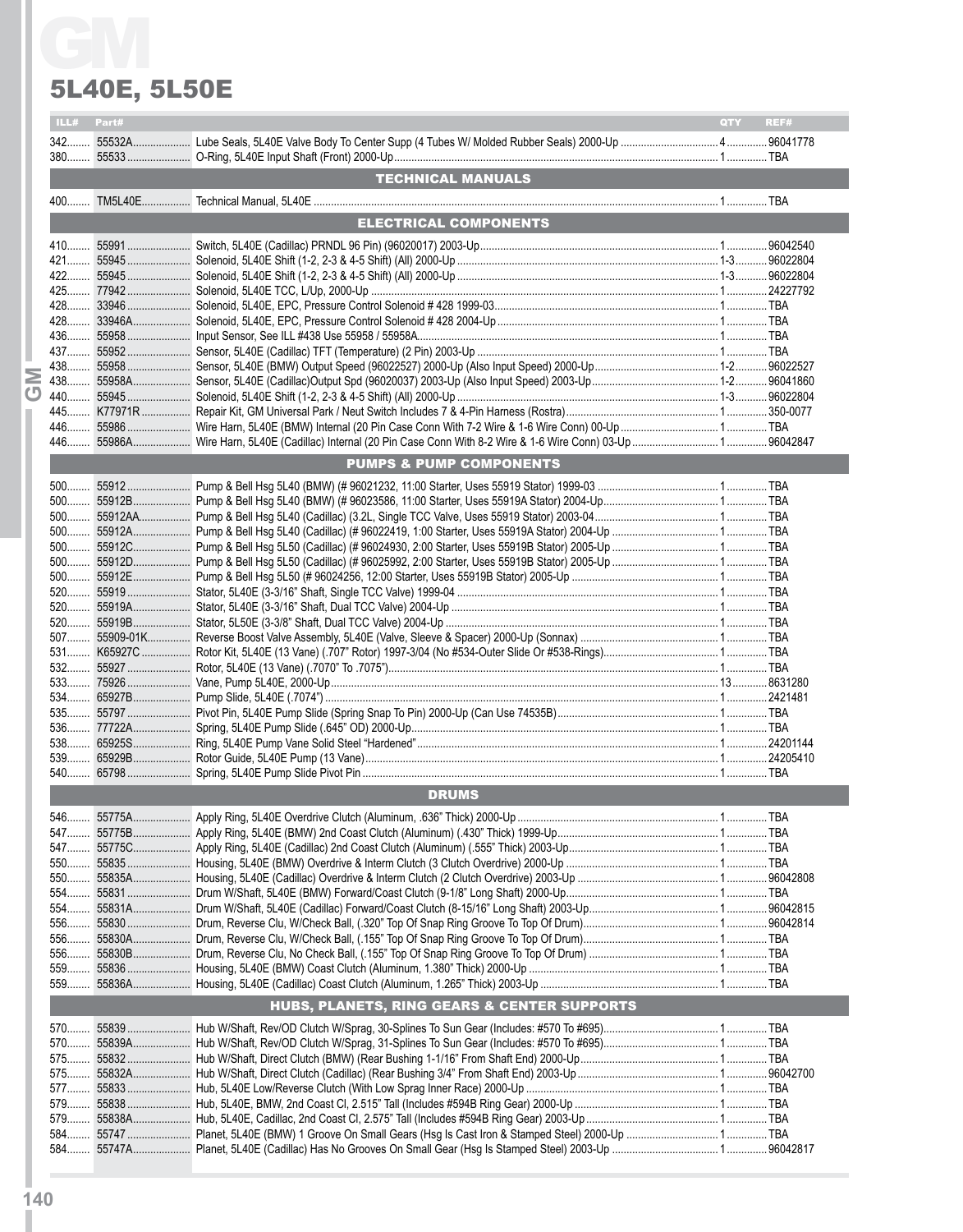# GM

## 5L40E, 5L50E

| ILL# | Part# | | QTY | REF# |
|---|---|---|---|---|
| 342 | 55532A | Lube Seals, 5L40E Valve Body To Center Supp (4 Tubes W/ Molded Rubber Seals) 2000-Up | 4 | 96041778 |
| 380 | 55533 | O-Ring, 5L40E Input Shaft (Front) 2000-Up | 1 | TBA |
| | | **TECHNICAL MANUALS** | | |
| 400 | TM5L40E | Technical Manual, 5L40E | 1 | TBA |
| | | **ELECTRICAL COMPONENTS** | | |
| 410 | 55991 | Switch, 5L40E (Cadillac) PRNDL 96 Pin) (96020017) 2003-Up | 1 | 96042540 |
| 421 | 55945 | Solenoid, 5L40E Shift (1-2, 2-3 & 4-5 Shift) (All) 2000-Up | 1-3 | 96022804 |
| 422 | 55945 | Solenoid, 5L40E Shift (1-2, 2-3 & 4-5 Shift) (All) 2000-Up | 1-3 | 96022804 |
| 425 | 77942 | Solenoid, 5L40E TCC, L/Up, 2000-Up | 1 | 24227792 |
| 428 | 33946 | Solenoid, 5L40E, EPC, Pressure Control Solenoid # 428 1999-03 | 1 | TBA |
| 428 | 33946A | Solenoid, 5L40E, EPC, Pressure Control Solenoid # 428 2004-Up | 1 | TBA |
| 436 | 55958 | Input Sensor, See ILL #438 Use 55958 / 55958A | 1 | TBA |
| 437 | 55952 | Sensor, 5L40E (Cadillac) TFT (Temperature) (2 Pin) 2003-Up | 1 | TBA |
| 438 | 55958 | Sensor, 5L40E (BMW) Output Speed (96022527) 2000-Up (Also Input Speed) 2000-Up | 1-2 | 96022527 |
| 438 | 55958A | Sensor, 5L40E (Cadillac)Output Spd (96020037) 2003-Up (Also Input Speed) 2003-Up | 1-2 | 96041860 |
| 440 | 55945 | Solenoid, 5L40E Shift (1-2, 2-3 & 4-5 Shift) (All) 2000-Up | 1-3 | 96022804 |
| 445 | K77971R | Repair Kit, GM Universal Park / Neut Switch Includes 7 & 4-Pin Harness (Rostra) | 1 | 350-0077 |
| 446 | 55986 | Wire Harn, 5L40E (BMW) Internal (20 Pin Case Conn With 7-2 Wire & 1-6 Wire Conn) 00-Up | 1 | TBA |
| 446 | 55986A | Wire Harn, 5L40E (Cadillac) Internal (20 Pin Case Conn With 8-2 Wire & 1-6 Wire Conn) 03-Up | 1 | 96042847 |
| | | **PUMPS & PUMP COMPONENTS** | | |
| 500 | 55912 | Pump & Bell Hsg 5L40 (BMW) (# 96021232, 11:00 Starter, Uses 55919 Stator) 1999-03 | 1 | TBA |
| 500 | 55912B | Pump & Bell Hsg 5L40 (BMW) (# 96023586, 11:00 Starter, Uses 55919A Stator) 2004-Up | 1 | TBA |
| 500 | 55912AA | Pump & Bell Hsg 5L40 (Cadillac) (3.2L, Single TCC Valve, Uses 55919 Stator) 2003-04 | 1 | TBA |
| 500 | 55912A | Pump & Bell Hsg 5L40 (Cadillac) (# 96022419, 1:00 Starter, Uses 55919A Stator) 2004-Up | 1 | TBA |
| 500 | 55912C | Pump & Bell Hsg 5L50 (Cadillac) (# 96024930, 2:00 Starter, Uses 55919B Stator) 2005-Up | 1 | TBA |
| 500 | 55912D | Pump & Bell Hsg 5L50 (Cadillac) (# 96025992, 2:00 Starter, Uses 55919B Stator) 2005-Up | 1 | TBA |
| 500 | 55912E | Pump & Bell Hsg 5L50 (# 96024256, 12:00 Starter, Uses 55919B Stator) 2005-Up | 1 | TBA |
| 520 | 55919 | Stator, 5L40E (3-3/16" Shaft, Single TCC Valve) 1999-04 | 1 | TBA |
| 520 | 55919A | Stator, 5L40E (3-3/16" Shaft, Dual TCC Valve) 2004-Up | 1 | TBA |
| 520 | 55919B | Stator, 5L50E (3-3/8" Shaft, Dual TCC Valve) 2004-Up | 1 | TBA |
| 507 | 55909-01K | Reverse Boost Valve Assembly, 5L40E (Valve, Sleeve & Spacer) 2000-Up (Sonnax) | 1 | TBA |
| 531 | K65927C | Rotor Kit, 5L40E (13 Vane) (.707" Rotor) 1997-3/04 (No #534-Outer Slide Or #538-Rings) | 1 | TBA |
| 532 | 55927 | Rotor, 5L40E (13 Vane) (.7070" To .7075") | 1 | TBA |
| 533 | 75926 | Vane, Pump 5L40E, 2000-Up | 13 | 8631280 |
| 534 | 65927B | Pump Slide, 5L40E (.7074") | 1 | 2421481 |
| 535 | 55797 | Pivot Pin, 5L40E Pump Slide (Spring Snap To Pin) 2000-Up (Can Use 74535B) | 1 | TBA |
| 536 | 77722A | Spring, 5L40E Pump Slide (.645" OD) 2000-Up | 1 | TBA |
| 538 | 65925S | Ring, 5L40E Pump Vane Solid Steel "Hardened" | 1 | 24201144 |
| 539 | 65929B | Rotor Guide, 5L40E Pump (13 Vane) | 1 | 24205410 |
| 540 | 65798 | Spring, 5L40E Pump Slide Pivot Pin | 1 | TBA |
| | | **DRUMS** | | |
| 546 | 55775A | Apply Ring, 5L40E Overdrive Clutch (Aluminum, .636" Thick) 2000-Up | 1 | TBA |
| 547 | 55775B | Apply Ring, 5L40E (BMW) 2nd Coast Clutch (Aluminum) (.430" Thick) 2000-Up | 1 | TBA |
| 547 | 55775C | Apply Ring, 5L40E (Cadillac) 2nd Coast Clutch (Aluminum) (.555" Thick) 2003-Up | 1 | TBA |
| 550 | 55835 | Housing, 5L40E (BMW) Overdrive & Interm Clutch (3 Clutch Overdrive) 2000-Up | 1 | TBA |
| 550 | 55835A | Housing, 5L40E (Cadillac) Overdrive & Interm Clutch (2 Clutch Overdrive) 2003-Up | 1 | 96042808 |
| 554 | 55831 | Drum W/Shaft, 5L40E (BMW) Forward/Coast Clutch (9-1/8" Long Shaft) 2000-Up | 1 | TBA |
| 554 | 55831A | Drum W/Shaft, 5L40E (Cadillac) Forward/Coast Clutch (8-15/16" Long Shaft) 2003-Up | 1 | 96042815 |
| 556 | 55830 | Drum, Reverse Clu, W/Check Ball, (.320" Top Of Snap Ring Groove To Top Of Drum) | 1 | 96042814 |
| 556 | 55830A | Drum, Reverse Clu, W/Check Ball, (.155" Top Of Snap Ring Groove To Top Of Drum) | 1 | TBA |
| 556 | 55830B | Drum, Reverse Clu, No Check Ball, (.155" Top Of Snap Ring Groove To Top Of Drum) | 1 | TBA |
| 559 | 55836 | Housing, 5L40E (BMW) Coast Clutch (Aluminum, 1.380" Thick) 2000-Up | 1 | TBA |
| 559 | 55836A | Housing, 5L40E (Cadillac) Coast Clutch (Aluminum, 1.265" Thick) 2003-Up | 1 | TBA |
| | | **HUBS, PLANETS, RING GEARS & CENTER SUPPORTS** | | |
| 570 | 55839 | Hub W/Shaft, Rev/OD Clutch W/Sprag, 30-Splines To Sun Gear (Includes: #570 To #695) | 1 | TBA |
| 570 | 55839A | Hub W/Shaft, Rev/OD Clutch W/Sprag, 31-Splines To Sun Gear (Includes: #570 To #695) | 1 | TBA |
| 575 | 55832 | Hub W/Shaft, Direct Clutch (BMW) (Rear Bushing 1-1/16" From Shaft End) 2000-Up | 1 | TBA |
| 575 | 55832A | Hub W/Shaft, Direct Clutch (Cadillac) (Rear Bushing 3/4" From Shaft End) 2003-Up | 1 | 96042700 |
| 577 | 55833 | Hub, 5L40E Low/Reverse Clutch (With Low Sprag Inner Race) 2000-Up | 1 | TBA |
| 579 | 55838 | Hub, 5L40E, BMW, 2nd Coast Cl, 2.515" Tall (Includes #594B Ring Gear) 2000-Up | 1 | TBA |
| 579 | 55838A | Hub, 5L40E, Cadillac, 2nd Coast Cl, 2.575" Tall (Includes #594B Ring Gear) 2003-Up | 1 | TBA |
| 584 | 55747 | Planet, 5L40E (BMW) 1 Groove On Small Gears (Hsg Is Cast Iron & Stamped Steel) 2000-Up | 1 | TBA |
| 584 | 55747A | Planet, 5L40E (Cadillac) Has No Grooves On Small Gear (Hsg Is Stamped Steel) 2003-Up | 1 | 96042817 |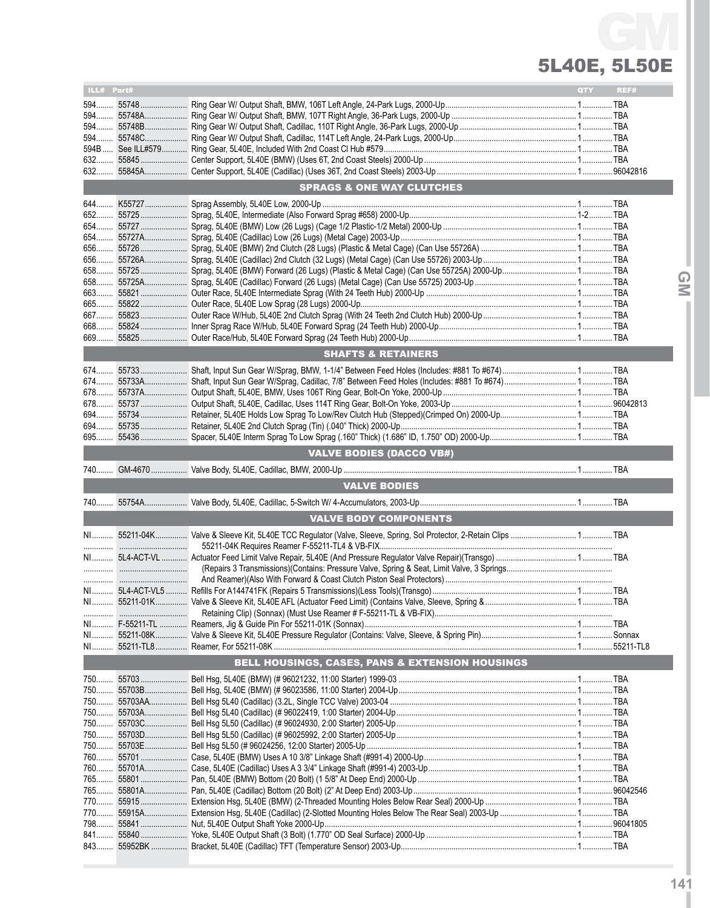# GM

## 5L40E, 5L50E

| ILL# | Part# | | QTY | REF# |
|---|---|---|---|---|
| 594 | 55748 | Ring Gear W/ Output Shaft, BMW, 106T Left Angle, 24-Park Lugs, 2000-Up | 1 | TBA |
| 594 | 55748A | Ring Gear W/ Output Shaft, BMW, 107T Right Angle, 36-Park Lugs, 2000-Up | 1 | TBA |
| 594 | 55748B | Ring Gear W/ Output Shaft, Cadillac, 110T Right Angle, 36-Park Lugs, 2000-Up | 1 | TBA |
| 594 | 55748C | Ring Gear W/ Output Shaft, Cadillac, 114T Left Angle, 24-Park Lugs, 2000-Up | 1 | TBA |
| 594B | See ILL#579 | Ring Gear, 5L40E, Included With 2nd Coast Cl Hub #579 | 1 | TBA |
| 632 | 55845 | Center Support, 5L40E (BMW) (Uses 6T, 2nd Coast Steels) 2000-Up | 1 | TBA |
| 632 | 55845A | Center Support, 5L40E (Cadillac) (Uses 36T, 2nd Coast Steels) 2003-Up | 1 | 96042816 |
| | | **SPRAGS & ONE WAY CLUTCHES** | | |
| 644 | K55727 | Sprag Assembly, 5L40E Low, 2000-Up | 1 | TBA |
| 652 | 55725 | Sprag, 5L40E, Intermediate (Also Forward Sprag #658) 2000-Up | 1-2 | TBA |
| 654 | 55727 | Sprag, 5L40E (BMW) Low (26 Lugs) (Cage 1/2 Plastic-1/2 Metal) 2000-Up | 1 | TBA |
| 654 | 55727A | Sprag, 5L40E (Cadillac) Low (26 Lugs) (Metal Cage) 2003-Up | 1 | TBA |
| 656 | 55726 | Sprag, 5L40E (BMW) 2nd Clutch (28 Lugs) (Plastic & Metal Cage) (Can Use 55726A) | 1 | TBA |
| 656 | 55726A | Sprag, 5L40E (Cadillac) 2nd Clutch (32 Lugs) (Metal Cage) (Can Use 55726) 2003-Up | 1 | TBA |
| 658 | 55725 | Sprag, 5L40E (BMW) Forward (26 Lugs) (Plastic & Metal Cage) (Can Use 55725A) 2000-Up | 1 | TBA |
| 658 | 55725A | Sprag, 5L40E (Cadillac) Forward (26 Lugs) (Metal Cage) (Can Use 55725) 2003-Up | 1 | TBA |
| 663 | 55821 | Outer Race, 5L40E Intermediate Sprag (With 24 Teeth Hub) 2000-Up | 1 | TBA |
| 665 | 55822 | Outer Race, 5L40E Low Sprag (28 Lugs) 2000-Up | 1 | TBA |
| 667 | 55823 | Outer Race W/Hub, 5L40E 2nd Clutch Sprag (With 24 Teeth 2nd Clutch Hub) 2000-Up | 1 | TBA |
| 668 | 55824 | Inner Sprag Race W/Hub, 5L40E Forward Sprag (24 Teeth Hub) 2000-Up | 1 | TBA |
| 669 | 55825 | Outer Race/Hub, 5L40E Forward Sprag (24 Teeth Hub) 2000-Up | 1 | TBA |
| | | **SHAFTS & RETAINERS** | | |
| 674 | 55733 | Shaft, Input Sun Gear W/Sprag, BMW, 1-1/4" Between Feed Holes (Includes: #881 To #674) | 1 | TBA |
| 674 | 55733A | Shaft, Input Sun Gear W/Sprag, Cadillac, 7/8" Between Feed Holes (Includes: #881 To #674) | 1 | TBA |
| 678 | 55737A | Output Shaft, 5L40E, BMW, Uses 106T Ring Gear, Bolt-On Yoke, 2000-Up | 1 | TBA |
| 678 | 55737 | Output Shaft, 5L40E, Cadillac, Uses 114T Ring Gear, Bolt-On Yoke, 2003-Up | 1 | 96042813 |
| 694 | 55734 | Retainer, 5L40E Holds Low Sprag To Low/Rev Clutch Hub (Stepped)(Crimped On) 2000-Up | 1 | TBA |
| 694 | 55735 | Retainer, 5L40E 2nd Clutch Sprag (Tin) (.040" Thick) 2000-Up | 1 | TBA |
| 695 | 55436 | Spacer, 5L40E Interm Sprag To Low Sprag (.160" Thick) (1.686" ID, 1.750" OD) 2000-Up | 1 | TBA |
| | | **VALVE BODIES (DACCO VB#)** | | |
| 740 | GM-4670 | Valve Body, 5L40E, Cadillac, BMW, 2000-Up | 1 | TBA |
| | | **VALVE BODIES** | | |
| 740 | 55754A | Valve Body, 5L40E, Cadillac, 5-Switch W/ 4-Accumulators, 2003-Up | 1 | TBA |
| | | **VALVE BODY COMPONENTS** | | |
| NI | 55211-04K | Valve & Sleeve Kit, 5L40E TCC Regulator (Valve, Sleeve, Spring, Sol Protector, 2-Retain Clips | 1 | TBA |
| | | 55211-04K Requires Reamer F-55211-TL4 & VB-FIX | | |
| NI | 5L4-ACT-VL | Actuator Feed Limit Valve Repair, 5L40E (And Pressure Regulator Valve Repair)(Transgo) | 1 | TBA |
| | | (Repairs 3 Transmissions)(Contains: Pressure Valve, Spring & Seat, Limit Valve, 3 Springs | | |
| | | And Reamer)(Also With Forward & Coast Clutch Piston Seal Protectors) | | |
| NI | 5L4-ACT-VL5 | Refills For A144741FK (Repairs 5 Transmissions)(Less Tools)(Transgo) | 1 | TBA |
| NI | 55211-01K | Valve & Sleeve Kit, 5L40E AFL (Actuator Feed Limit) (Contains Valve, Sleeve, Spring & | 1 | TBA |
| | | Retaining Clip) (Sonnax) (Must Use Reamer # F-55211-TL & VB-FIX) | | |
| NI | F-55211-TL | Reamers, Jig & Guide Pin For 55211-01K (Sonnax) | 1 | TBA |
| NI | 55211-08K | Valve & Sleeve Kit, 5L40E Pressure Regulator (Contains: Valve, Sleeve, & Spring Pin) | 1 | Sonnax |
| NI | 55211-TL8 | Reamer, For 55211-08K | 1 | 55211-TL8 |
| | | **BELL HOUSINGS, CASES, PANS & EXTENSION HOUSINGS** | | |
| 750 | 55703 | Bell Hsg, 5L40E (BMW) (# 96021232, 11:00 Starter) 1999-03 | 1 | TBA |
| 750 | 55703B | Bell Hsg, 5L40E (BMW) (# 96023586, 11:00 Starter) 2004-Up | 1 | TBA |
| 750 | 55703AA | Bell Hsg 5L40 (Cadillac) (3.2L, Single TCC Valve) 2003-04 | 1 | TBA |
| 750 | 55703A | Bell Hsg 5L40 (Cadillac) (# 96022419, 1:00 Starter) 2004-Up | 1 | TBA |
| 750 | 55703C | Bell Hsg 5L50 (Cadillac) (# 96024930, 2:00 Starter) 2005-Up | 1 | TBA |
| 750 | 55703D | Bell Hsg 5L50 (Cadillac) (# 96025992, 2:00 Starter) 2005-Up | 1 | TBA |
| 750 | 55703E | Bell Hsg 5L50 (# 96024256, 12:00 Starter) 2005-Up | 1 | TBA |
| 760 | 55701 | Case, 5L40E (BMW) Uses A 10 3/8" Linkage Shaft (#991-4) 2000-Up | 1 | TBA |
| 760 | 55701A | Case, 5L40E (Cadillac) Uses A 3 3/4" Linkage Shaft (#991-4) 2003-Up | 1 | TBA |
| 765 | 55801 | Pan, 5L40E (BMW) Bottom (20 Bolt) (1 5/8" At Deep End) 2000-Up | 1 | TBA |
| 765 | 55801A | Pan, 5L40E (Cadillac) Bottom (20 Bolt) (2" At Deep End) 2003-Up | 1 | 96042546 |
| 770 | 55915 | Extension Hsg, 5L40E (BMW) (2-Threaded Mounting Holes Below Rear Seal) 2000-Up | 1 | TBA |
| 770 | 55915A | Extension Hsg, 5L40E (Cadillac) (2-Slotted Mounting Holes Below The Rear Seal) 2003-Up | 1 | TBA |
| 798 | 55841 | Nut, 5L40E Output Shaft Yoke 2000-Up | 1 | 96041805 |
| 841 | 55840 | Yoke, 5L40E Output Shaft (3 Bolt) (1.770" OD Seal Surface) 2000-Up | 1 | TBA |
| 843 | 55952BK | Bracket, 5L40E (Cadillac) TFT (Temperature Sensor) 2003-Up | 1 | TBA |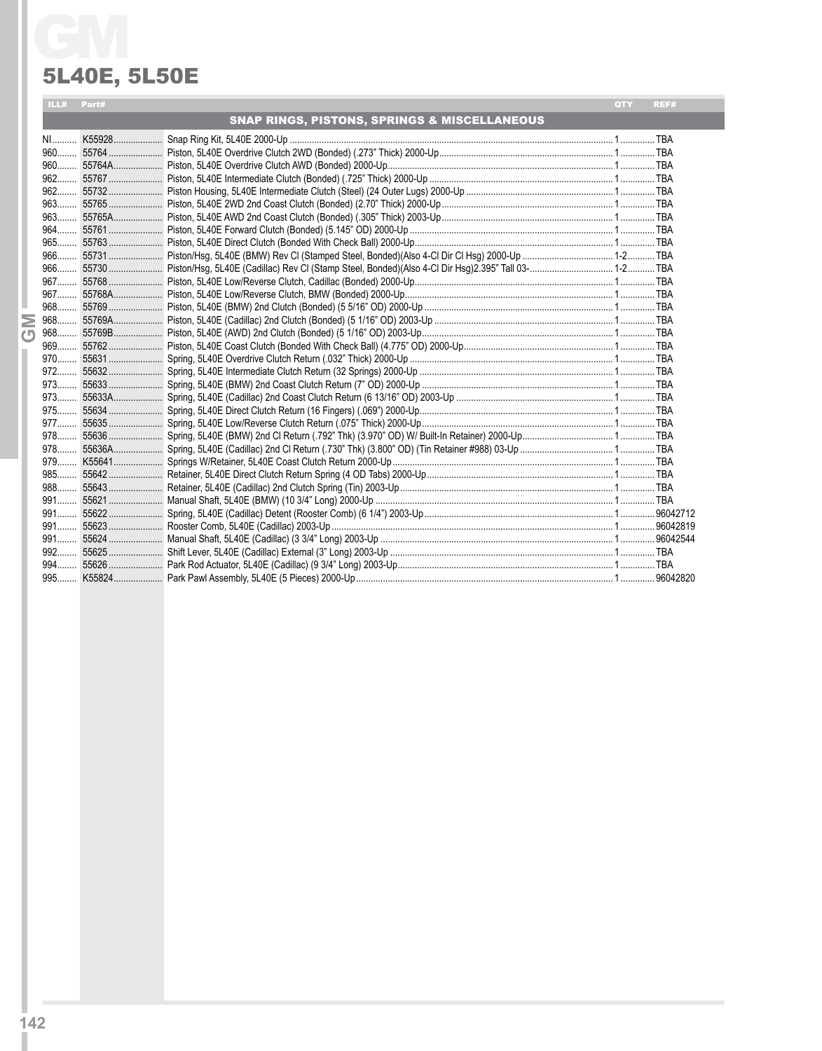# GM

## 5L40E, 5L50E

| ILL# | Part# | | QTY | REF# |
|---|---|---|---|---|
| | | **SNAP RINGS, PISTONS, SPRINGS & MISCELLANEOUS** | | |
| NI | K55928 | Snap Ring Kit, 5L40E 2000-Up | 1 | TBA |
| 960 | 55764 | Piston, 5L40E Overdrive Clutch 2WD (Bonded) (.273" Thick) 2000-Up | 1 | TBA |
| 960 | 55764A | Piston, 5L40E Overdrive Clutch AWD (Bonded) 2000-Up | 1 | TBA |
| 962 | 55767 | Piston, 5L40E Intermediate Clutch (Bonded) (.725" Thick) 2000-Up | 1 | TBA |
| 962 | 55732 | Piston Housing, 5L40E Intermediate Clutch (Steel) (24 Outer Lugs) 2000-Up | 1 | TBA |
| 963 | 55765 | Piston, 5L40E 2WD 2nd Coast Clutch (Bonded) (2.70" Thick) 2000-Up | 1 | TBA |
| 963 | 55765A | Piston, 5L40E AWD 2nd Coast Clutch (Bonded) (.305" Thick) 2003-Up | 1 | TBA |
| 964 | 55761 | Piston, 5L40E Forward Clutch (Bonded) (5.145" OD) 2000-Up | 1 | TBA |
| 965 | 55763 | Piston, 5L40E Direct Clutch (Bonded With Check Ball) 2000-Up | 1 | TBA |
| 966 | 55731 | Piston/Hsg, 5L40E (BMW) Rev Cl (Stamped Steel, Bonded)(Also 4-Cl Dir Cl Hsg) 2000-Up | 1-2 | TBA |
| 966 | 55730 | Piston/Hsg, 5L40E (Cadillac) Rev Cl (Stamp Steel, Bonded)(Also 4-Cl Dir Hsg)2.395" Tall 03- | 1-2 | TBA |
| 967 | 55768 | Piston, 5L40E Low/Reverse Clutch, Cadillac (Bonded) 2000-Up | 1 | TBA |
| 967 | 55768A | Piston, 5L40E Low/Reverse Clutch, BMW (Bonded) 2000-Up | 1 | TBA |
| 968 | 55769 | Piston, 5L40E (BMW) 2nd Clutch (Bonded) (5 5/16" OD) 2000-Up | 1 | TBA |
| 968 | 55769A | Piston, 5L40E (Cadillac) 2nd Clutch (Bonded) (5 1/16" OD) 2003-Up | 1 | TBA |
| 968 | 55769B | Piston, 5L40E (AWD) 2nd Clutch (Bonded) (5 1/16" OD) 2003-Up | 1 | TBA |
| 969 | 55762 | Piston, 5L40E Coast Clutch (Bonded With Check Ball) (4.775" OD) 2000-Up | 1 | TBA |
| 970 | 55631 | Spring, 5L40E Overdrive Clutch Return (.032" Thick) 2000-Up | 1 | TBA |
| 972 | 55632 | Spring, 5L40E Intermediate Clutch Return (32 Springs) 2000-Up | 1 | TBA |
| 973 | 55633 | Spring, 5L40E (BMW) 2nd Coast Clutch Return (7" OD) 2000-Up | 1 | TBA |
| 973 | 55633A | Spring, 5L40E (Cadillac) 2nd Coast Clutch Return (6 13/16" OD) 2003-Up | 1 | TBA |
| 975 | 55634 | Spring, 5L40E Direct Clutch Return (16 Fingers) (.069") 2000-Up | 1 | TBA |
| 977 | 55635 | Spring, 5L40E Low/Reverse Clutch Return (.075" Thick) 2000-Up | 1 | TBA |
| 978 | 55636 | Spring, 5L40E (BMW) 2nd Cl Return (.792" Thk) (3.970" OD) W/ Built-In Retainer) 2000-Up | 1 | TBA |
| 978 | 55636A | Spring, 5L40E (Cadillac) 2nd Cl Return (.730" Thk) (3.800" OD) (Tin Retainer #988) 03-Up | 1 | TBA |
| 979 | K55641 | Springs W/Retainer, 5L40E Coast Clutch Return 2000-Up | 1 | TBA |
| 985 | 55642 | Retainer, 5L40E Direct Clutch Return Spring (4 OD Tabs) 2000-Up | 1 | TBA |
| 988 | 55643 | Retainer, 5L40E (Cadillac) 2nd Clutch Spring (Tin) 2003-Up | 1 | TBA |
| 991 | 55621 | Manual Shaft, 5L40E (BMW) (10 3/4" Long) 2000-Up | 1 | TBA |
| 991 | 55622 | Spring, 5L40E (Cadillac) Detent (Rooster Comb) (6 1/4") 2003-Up | 1 | 96042712 |
| 991 | 55623 | Rooster Comb, 5L40E (Cadillac) 2003-Up | 1 | 96042819 |
| 991 | 55624 | Manual Shaft, 5L40E (Cadillac) (3 3/4" Long) 2003-Up | 1 | 96042544 |
| 992 | 55625 | Shift Lever, 5L40E (Cadillac) External (3" Long) 2003-Up | 1 | TBA |
| 994 | 55626 | Park Rod Actuator, 5L40E (Cadillac) (9 3/4" Long) 2003-Up | 1 | TBA |
| 995 | K55824 | Park Pawl Assembly, 5L40E (5 Pieces) 2000-Up | 1 | 96042820 |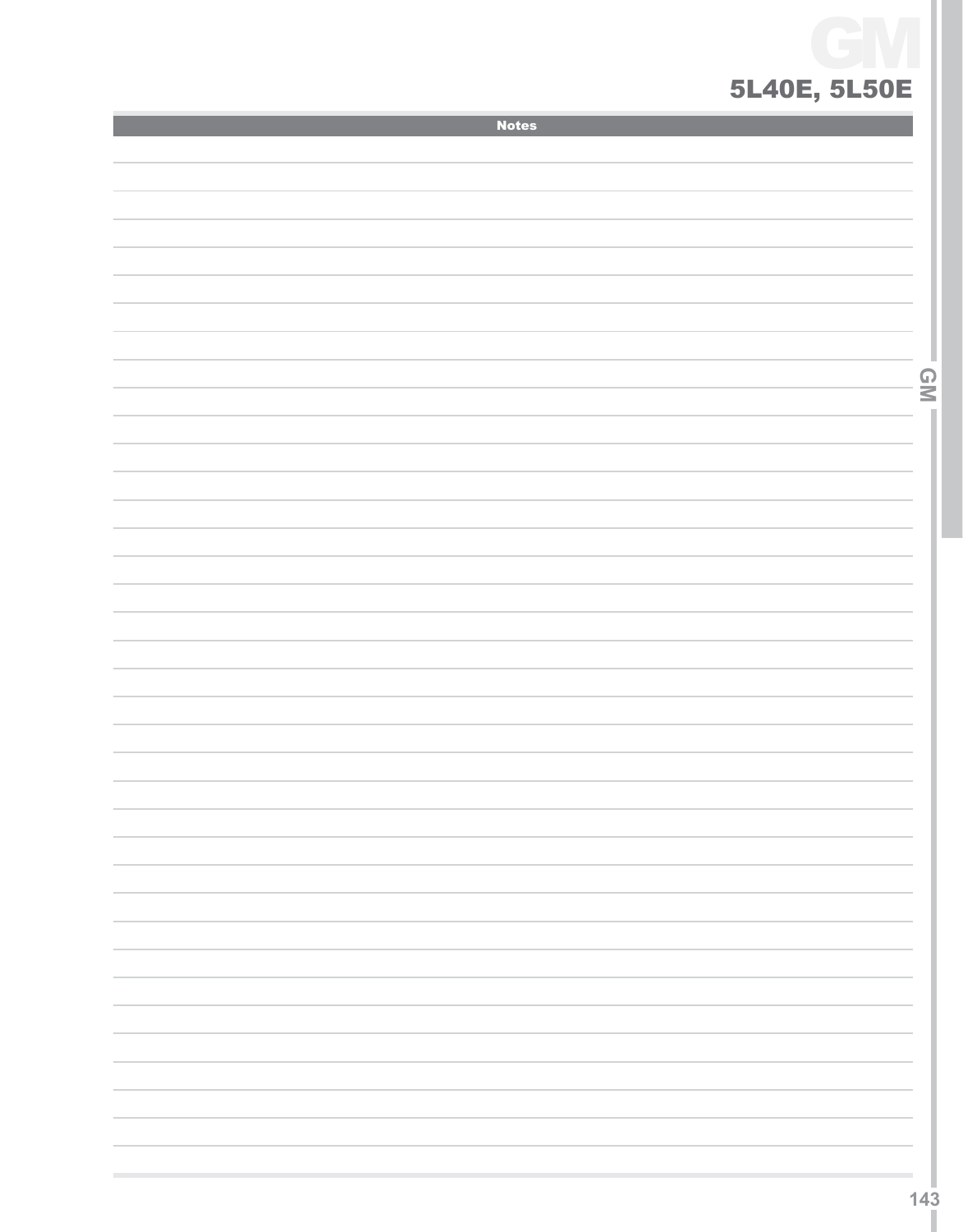## Notes